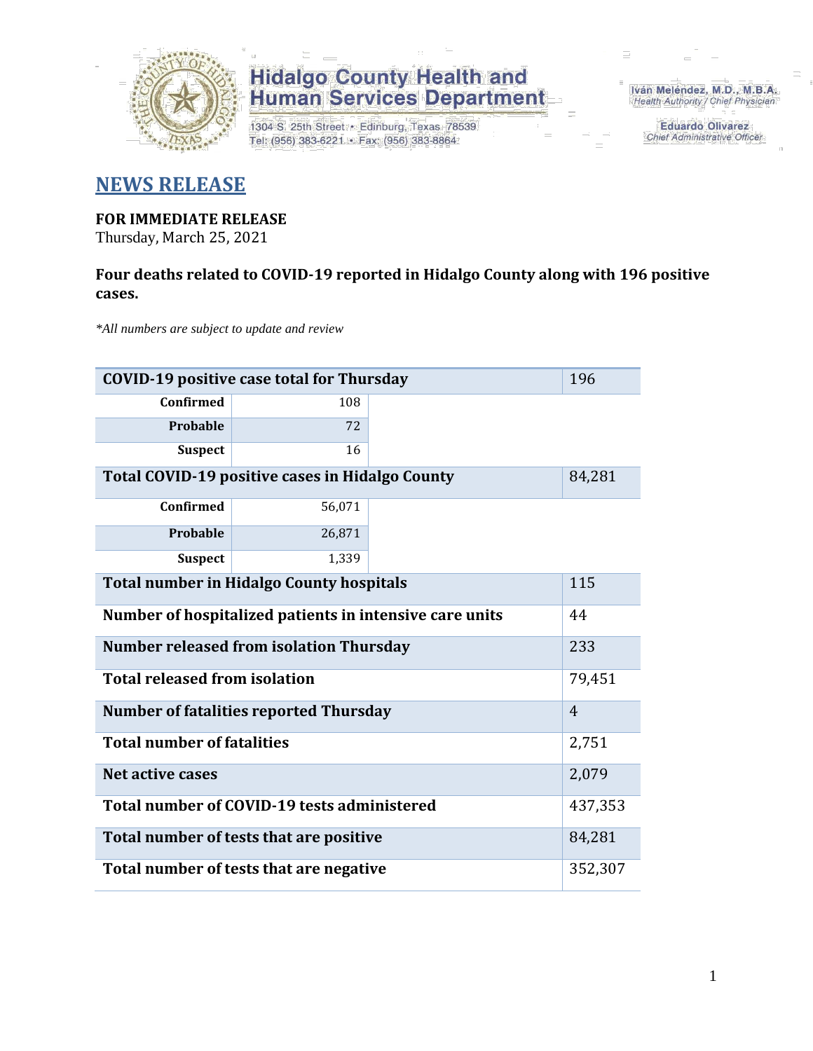Hidalgo County Health and Human Services Department

1304 S. 25th Street • Edinburg, Texas 78539
Tel: (956) 383-6221 • Fax: (956) 383-8864

Iván Meléndez, M.D., M.B.A.
Health Authority / Chief Physician

Eduardo Olivarez
Chief Administrative Officer

## NEWS RELEASE

**FOR IMMEDIATE RELEASE**
Thursday, March 25, 2021

**Four deaths related to COVID-19 reported in Hidalgo County along with 196 positive cases.**

*\*All numbers are subject to update and review*

| COVID-19 positive case total for Thursday | | 196 |
|---|---|---|
| Confirmed | 108 | |
| Probable | 72 | |
| Suspect | 16 | |
| **Total COVID-19 positive cases in Hidalgo County** | | 84,281 |
| Confirmed | 56,071 | |
| Probable | 26,871 | |
| Suspect | 1,339 | |
| **Total number in Hidalgo County hospitals** | | 115 |
| **Number of hospitalized patients in intensive care units** | | 44 |
| **Number released from isolation Thursday** | | 233 |
| **Total released from isolation** | | 79,451 |
| **Number of fatalities reported Thursday** | | 4 |
| **Total number of fatalities** | | 2,751 |
| **Net active cases** | | 2,079 |
| **Total number of COVID-19 tests administered** | | 437,353 |
| **Total number of tests that are positive** | | 84,281 |
| **Total number of tests that are negative** | | 352,307 |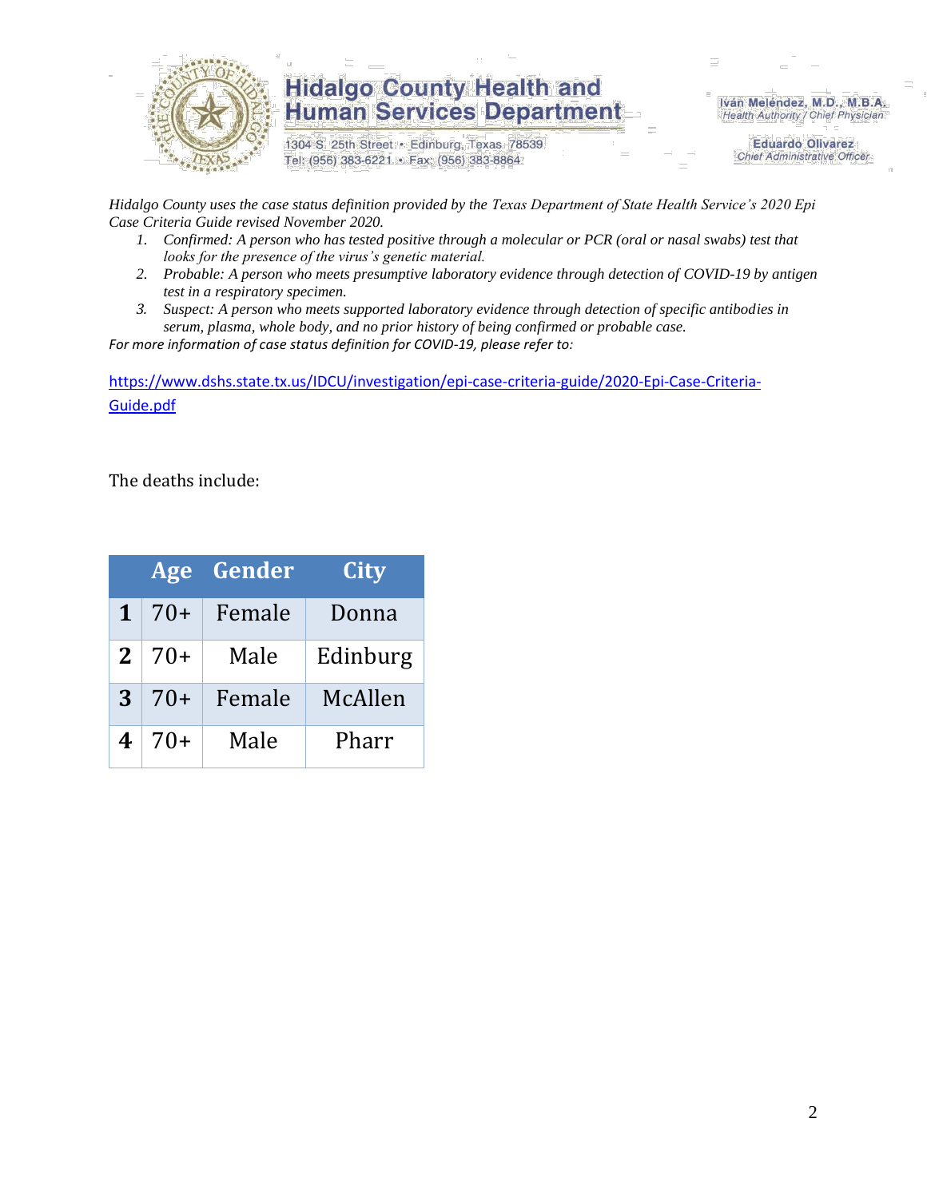Hidalgo County Health and Human Services Department

1304 S. 25th Street • Edinburg, Texas 78539
Tel: (956) 383-6221 • Fax: (956) 383-8864

Iván Meléndez, M.D., M.B.A.
*Health Authority / Chief Physician*

Eduardo Olivarez
*Chief Administrative Officer*

*Hidalgo County uses the case status definition provided by the Texas Department of State Health Service's 2020 Epi Case Criteria Guide revised November 2020.*

1. *Confirmed: A person who has tested positive through a molecular or PCR (oral or nasal swabs) test that looks for the presence of the virus's genetic material.*
2. *Probable: A person who meets presumptive laboratory evidence through detection of COVID-19 by antigen test in a respiratory specimen.*
3. *Suspect: A person who meets supported laboratory evidence through detection of specific antibodies in serum, plasma, whole body, and no prior history of being confirmed or probable case.*

*For more information of case status definition for COVID-19, please refer to:*

https://www.dshs.state.tx.us/IDCU/investigation/epi-case-criteria-guide/2020-Epi-Case-Criteria-Guide.pdf

The deaths include:

| | Age | Gender | City |
|---|---|---|---|
| **1** | 70+ | Female | Donna |
| **2** | 70+ | Male | Edinburg |
| **3** | 70+ | Female | McAllen |
| **4** | 70+ | Male | Pharr |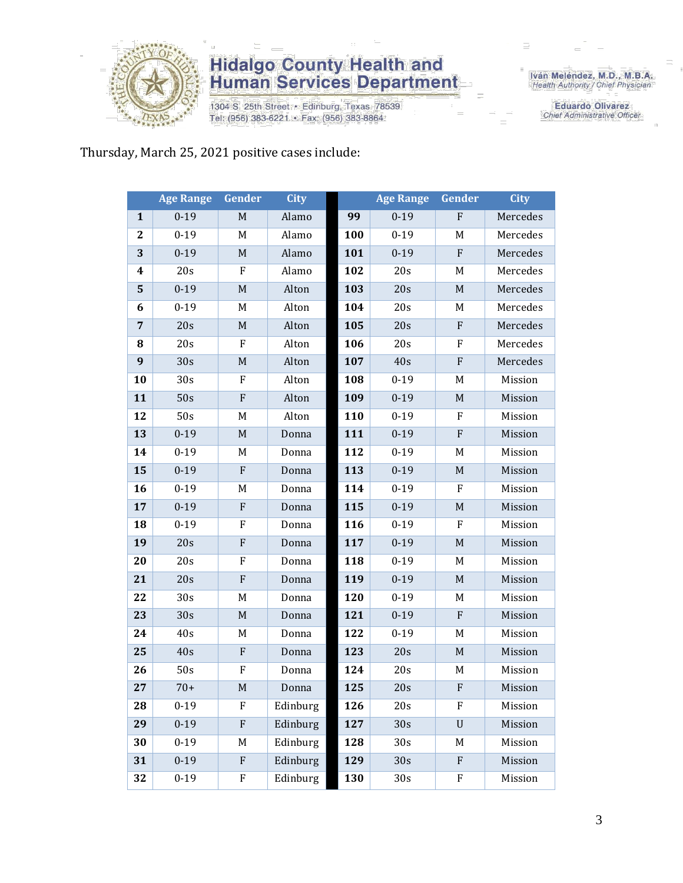**Hidalgo County Health and Human Services Department**

1304 S. 25th Street • Edinburg, Texas 78539
Tel: (956) 383-6221 • Fax: (956) 383-8864

Iván Meléndez, M.D., M.B.A.
Health Authority / Chief Physician

Eduardo Olivarez
Chief Administrative Officer

Thursday, March 25, 2021 positive cases include:

| | Age Range | Gender | City | | Age Range | Gender | City |
|---|---|---|---|---|---|---|---|
| **1** | 0-19 | M | Alamo | **99** | 0-19 | F | Mercedes |
| **2** | 0-19 | M | Alamo | **100** | 0-19 | M | Mercedes |
| **3** | 0-19 | M | Alamo | **101** | 0-19 | F | Mercedes |
| **4** | 20s | F | Alamo | **102** | 20s | M | Mercedes |
| **5** | 0-19 | M | Alton | **103** | 20s | M | Mercedes |
| **6** | 0-19 | M | Alton | **104** | 20s | M | Mercedes |
| **7** | 20s | M | Alton | **105** | 20s | F | Mercedes |
| **8** | 20s | F | Alton | **106** | 20s | F | Mercedes |
| **9** | 30s | M | Alton | **107** | 40s | F | Mercedes |
| **10** | 30s | F | Alton | **108** | 0-19 | M | Mission |
| **11** | 50s | F | Alton | **109** | 0-19 | M | Mission |
| **12** | 50s | M | Alton | **110** | 0-19 | F | Mission |
| **13** | 0-19 | M | Donna | **111** | 0-19 | F | Mission |
| **14** | 0-19 | M | Donna | **112** | 0-19 | M | Mission |
| **15** | 0-19 | F | Donna | **113** | 0-19 | M | Mission |
| **16** | 0-19 | M | Donna | **114** | 0-19 | F | Mission |
| **17** | 0-19 | F | Donna | **115** | 0-19 | M | Mission |
| **18** | 0-19 | F | Donna | **116** | 0-19 | F | Mission |
| **19** | 20s | F | Donna | **117** | 0-19 | M | Mission |
| **20** | 20s | F | Donna | **118** | 0-19 | M | Mission |
| **21** | 20s | F | Donna | **119** | 0-19 | M | Mission |
| **22** | 30s | M | Donna | **120** | 0-19 | M | Mission |
| **23** | 30s | M | Donna | **121** | 0-19 | F | Mission |
| **24** | 40s | M | Donna | **122** | 0-19 | M | Mission |
| **25** | 40s | F | Donna | **123** | 20s | M | Mission |
| **26** | 50s | F | Donna | **124** | 20s | M | Mission |
| **27** | 70+ | M | Donna | **125** | 20s | F | Mission |
| **28** | 0-19 | F | Edinburg | **126** | 20s | F | Mission |
| **29** | 0-19 | F | Edinburg | **127** | 30s | U | Mission |
| **30** | 0-19 | M | Edinburg | **128** | 30s | M | Mission |
| **31** | 0-19 | F | Edinburg | **129** | 30s | F | Mission |
| **32** | 0-19 | F | Edinburg | **130** | 30s | F | Mission |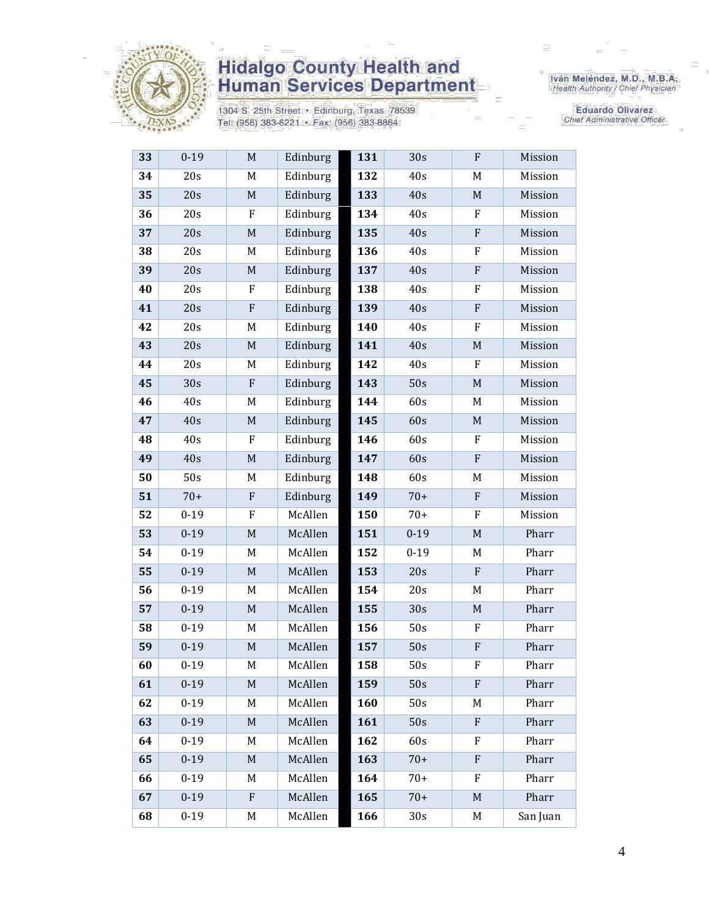| | | | | | | | |
|---|---|---|---|---|---|---|---|
| **33** | 0-19 | M | Edinburg | **131** | 30s | F | Mission |
| **34** | 20s | M | Edinburg | **132** | 40s | M | Mission |
| **35** | 20s | M | Edinburg | **133** | 40s | M | Mission |
| **36** | 20s | F | Edinburg | **134** | 40s | F | Mission |
| **37** | 20s | M | Edinburg | **135** | 40s | F | Mission |
| **38** | 20s | M | Edinburg | **136** | 40s | F | Mission |
| **39** | 20s | M | Edinburg | **137** | 40s | F | Mission |
| **40** | 20s | F | Edinburg | **138** | 40s | F | Mission |
| **41** | 20s | F | Edinburg | **139** | 40s | F | Mission |
| **42** | 20s | M | Edinburg | **140** | 40s | F | Mission |
| **43** | 20s | M | Edinburg | **141** | 40s | M | Mission |
| **44** | 20s | M | Edinburg | **142** | 40s | F | Mission |
| **45** | 30s | F | Edinburg | **143** | 50s | M | Mission |
| **46** | 40s | M | Edinburg | **144** | 60s | M | Mission |
| **47** | 40s | M | Edinburg | **145** | 60s | M | Mission |
| **48** | 40s | F | Edinburg | **146** | 60s | F | Mission |
| **49** | 40s | M | Edinburg | **147** | 60s | F | Mission |
| **50** | 50s | M | Edinburg | **148** | 60s | M | Mission |
| **51** | 70+ | F | Edinburg | **149** | 70+ | F | Mission |
| **52** | 0-19 | F | McAllen | **150** | 70+ | F | Mission |
| **53** | 0-19 | M | McAllen | **151** | 0-19 | M | Pharr |
| **54** | 0-19 | M | McAllen | **152** | 0-19 | M | Pharr |
| **55** | 0-19 | M | McAllen | **153** | 20s | F | Pharr |
| **56** | 0-19 | M | McAllen | **154** | 20s | M | Pharr |
| **57** | 0-19 | M | McAllen | **155** | 30s | M | Pharr |
| **58** | 0-19 | M | McAllen | **156** | 50s | F | Pharr |
| **59** | 0-19 | M | McAllen | **157** | 50s | F | Pharr |
| **60** | 0-19 | M | McAllen | **158** | 50s | F | Pharr |
| **61** | 0-19 | M | McAllen | **159** | 50s | F | Pharr |
| **62** | 0-19 | M | McAllen | **160** | 50s | M | Pharr |
| **63** | 0-19 | M | McAllen | **161** | 50s | F | Pharr |
| **64** | 0-19 | M | McAllen | **162** | 60s | F | Pharr |
| **65** | 0-19 | M | McAllen | **163** | 70+ | F | Pharr |
| **66** | 0-19 | M | McAllen | **164** | 70+ | F | Pharr |
| **67** | 0-19 | F | McAllen | **165** | 70+ | M | Pharr |
| **68** | 0-19 | M | McAllen | **166** | 30s | M | San Juan |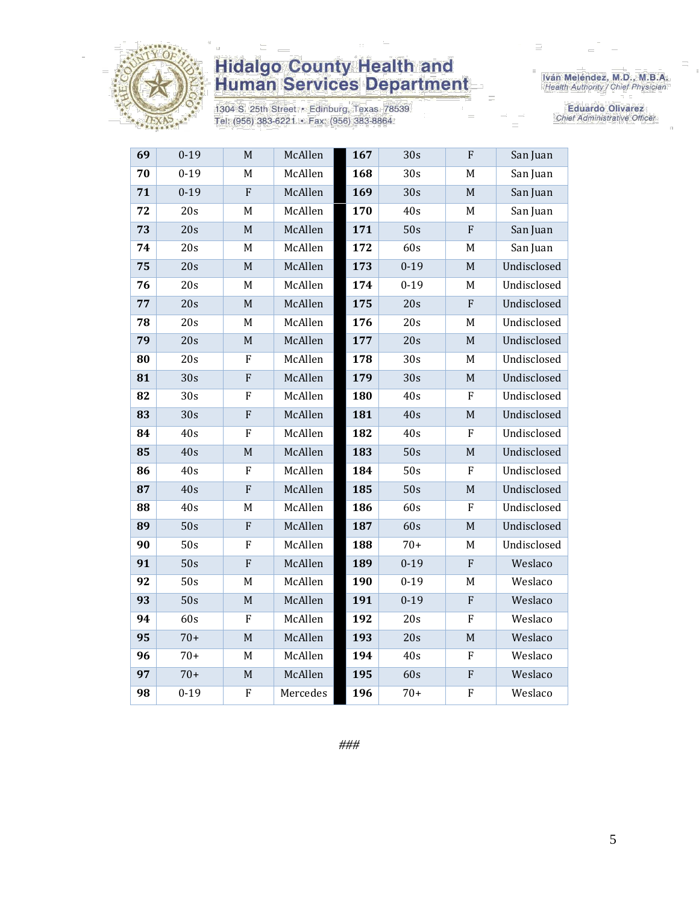| | | | | | | | |
|---|---|---|---|---|---|---|---|
| **69** | 0-19 | M | McAllen | **167** | 30s | F | San Juan |
| **70** | 0-19 | M | McAllen | **168** | 30s | M | San Juan |
| **71** | 0-19 | F | McAllen | **169** | 30s | M | San Juan |
| **72** | 20s | M | McAllen | **170** | 40s | M | San Juan |
| **73** | 20s | M | McAllen | **171** | 50s | F | San Juan |
| **74** | 20s | M | McAllen | **172** | 60s | M | San Juan |
| **75** | 20s | M | McAllen | **173** | 0-19 | M | Undisclosed |
| **76** | 20s | M | McAllen | **174** | 0-19 | M | Undisclosed |
| **77** | 20s | M | McAllen | **175** | 20s | F | Undisclosed |
| **78** | 20s | M | McAllen | **176** | 20s | M | Undisclosed |
| **79** | 20s | M | McAllen | **177** | 20s | M | Undisclosed |
| **80** | 20s | F | McAllen | **178** | 30s | M | Undisclosed |
| **81** | 30s | F | McAllen | **179** | 30s | M | Undisclosed |
| **82** | 30s | F | McAllen | **180** | 40s | F | Undisclosed |
| **83** | 30s | F | McAllen | **181** | 40s | M | Undisclosed |
| **84** | 40s | F | McAllen | **182** | 40s | F | Undisclosed |
| **85** | 40s | M | McAllen | **183** | 50s | M | Undisclosed |
| **86** | 40s | F | McAllen | **184** | 50s | F | Undisclosed |
| **87** | 40s | F | McAllen | **185** | 50s | M | Undisclosed |
| **88** | 40s | M | McAllen | **186** | 60s | F | Undisclosed |
| **89** | 50s | F | McAllen | **187** | 60s | M | Undisclosed |
| **90** | 50s | F | McAllen | **188** | 70+ | M | Undisclosed |
| **91** | 50s | F | McAllen | **189** | 0-19 | F | Weslaco |
| **92** | 50s | M | McAllen | **190** | 0-19 | M | Weslaco |
| **93** | 50s | M | McAllen | **191** | 0-19 | F | Weslaco |
| **94** | 60s | F | McAllen | **192** | 20s | F | Weslaco |
| **95** | 70+ | M | McAllen | **193** | 20s | M | Weslaco |
| **96** | 70+ | M | McAllen | **194** | 40s | F | Weslaco |
| **97** | 70+ | M | McAllen | **195** | 60s | F | Weslaco |
| **98** | 0-19 | F | Mercedes | **196** | 70+ | F | Weslaco |

###